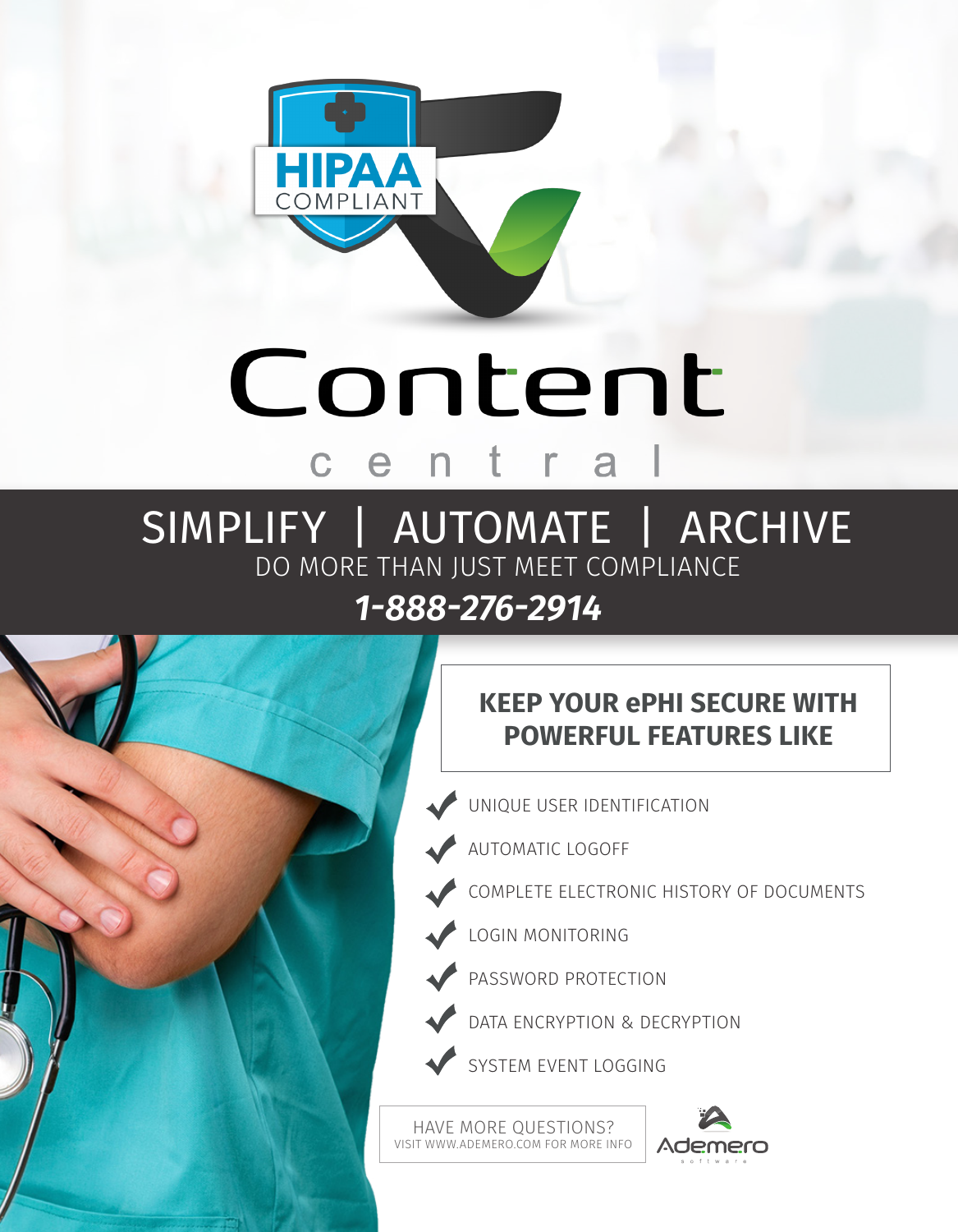HIPAA COMPLIANT

# Content central

## SIMPLIFY | AUTOMATE | ARCHIVE

DO MORE THAN JUST MEET COMPLIANCE

***1-888-276-2914***

### KEEP YOUR ePHI SECURE WITH POWERFUL FEATURES LIKE

- UNIQUE USER IDENTIFICATION
- AUTOMATIC LOGOFF
- COMPLETE ELECTRONIC HISTORY OF DOCUMENTS
- LOGIN MONITORING
- PASSWORD PROTECTION
- DATA ENCRYPTION & DECRYPTION
- SYSTEM EVENT LOGGING

HAVE MORE QUESTIONS?
VISIT WWW.ADEMERO.COM FOR MORE INFO

Ademero software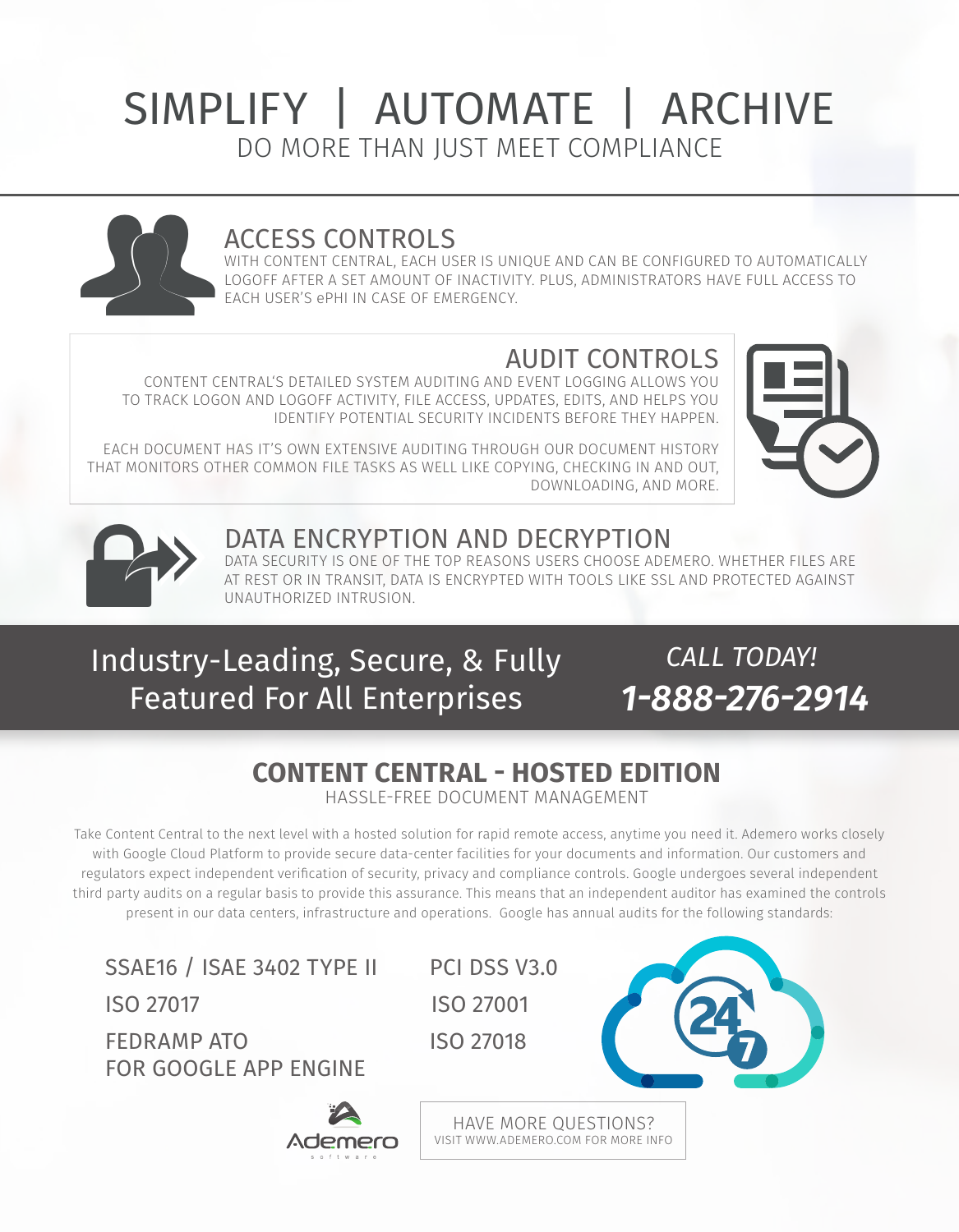# SIMPLIFY | AUTOMATE | ARCHIVE

DO MORE THAN JUST MEET COMPLIANCE

## ACCESS CONTROLS

WITH CONTENT CENTRAL, EACH USER IS UNIQUE AND CAN BE CONFIGURED TO AUTOMATICALLY LOGOFF AFTER A SET AMOUNT OF INACTIVITY. PLUS, ADMINISTRATORS HAVE FULL ACCESS TO EACH USER'S ePHI IN CASE OF EMERGENCY.

## AUDIT CONTROLS

CONTENT CENTRAL'S DETAILED SYSTEM AUDITING AND EVENT LOGGING ALLOWS YOU TO TRACK LOGON AND LOGOFF ACTIVITY, FILE ACCESS, UPDATES, EDITS, AND HELPS YOU IDENTIFY POTENTIAL SECURITY INCIDENTS BEFORE THEY HAPPEN.

EACH DOCUMENT HAS IT'S OWN EXTENSIVE AUDITING THROUGH OUR DOCUMENT HISTORY THAT MONITORS OTHER COMMON FILE TASKS AS WELL LIKE COPYING, CHECKING IN AND OUT, DOWNLOADING, AND MORE.

## DATA ENCRYPTION AND DECRYPTION

DATA SECURITY IS ONE OF THE TOP REASONS USERS CHOOSE ADEMERO. WHETHER FILES ARE AT REST OR IN TRANSIT, DATA IS ENCRYPTED WITH TOOLS LIKE SSL AND PROTECTED AGAINST UNAUTHORIZED INTRUSION.

Industry-Leading, Secure, & Fully Featured For All Enterprises

*CALL TODAY!*

***1-888-276-2914***

## CONTENT CENTRAL - HOSTED EDITION

HASSLE-FREE DOCUMENT MANAGEMENT

Take Content Central to the next level with a hosted solution for rapid remote access, anytime you need it. Ademero works closely with Google Cloud Platform to provide secure data-center facilities for your documents and information. Our customers and regulators expect independent verification of security, privacy and compliance controls. Google undergoes several independent third party audits on a regular basis to provide this assurance. This means that an independent auditor has examined the controls present in our data centers, infrastructure and operations. Google has annual audits for the following standards:

- SSAE16 / ISAE 3402 TYPE II
- ISO 27017
- FEDRAMP ATO FOR GOOGLE APP ENGINE
- PCI DSS V3.0
- ISO 27001
- ISO 27018

Ademero software

HAVE MORE QUESTIONS?
VISIT WWW.ADEMERO.COM FOR MORE INFO